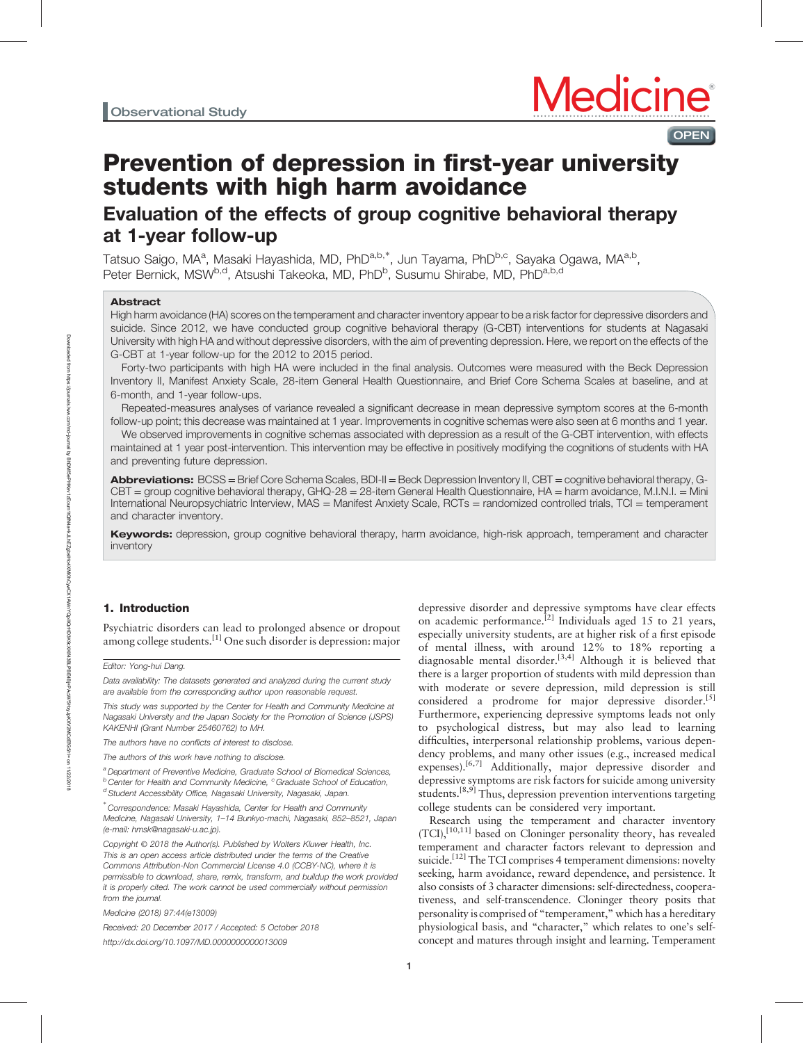Observational Study

# Prevention of depression in first-year university students with high harm avoidance

## Evaluation of the effects of group cognitive behavioral therapy at 1-year follow-up

Tatsuo Saigo, MA[a], Masaki Hayashida, MD, PhD[a,b,*], Jun Tayama, PhD[b,c], Sayaka Ogawa, MA[a,b], Peter Bernick, MSW[b,d], Atsushi Takeoka, MD, PhD[b], Susumu Shirabe, MD, PhD[a,b,d]

### Abstract

High harm avoidance (HA) scores on the temperament and character inventory appear to be a risk factor for depressive disorders and suicide. Since 2012, we have conducted group cognitive behavioral therapy (G-CBT) interventions for students at Nagasaki University with high HA and without depressive disorders, with the aim of preventing depression. Here, we report on the effects of the G-CBT at 1-year follow-up for the 2012 to 2015 period.

Forty-two participants with high HA were included in the final analysis. Outcomes were measured with the Beck Depression Inventory II, Manifest Anxiety Scale, 28-item General Health Questionnaire, and Brief Core Schema Scales at baseline, and at 6-month, and 1-year follow-ups.

Repeated-measures analyses of variance revealed a significant decrease in mean depressive symptom scores at the 6-month follow-up point; this decrease was maintained at 1 year. Improvements in cognitive schemas were also seen at 6 months and 1 year.

We observed improvements in cognitive schemas associated with depression as a result of the G-CBT intervention, with effects maintained at 1 year post-intervention. This intervention may be effective in positively modifying the cognitions of students with HA and preventing future depression.

**Abbreviations:** BCSS = Brief Core Schema Scales, BDI-II = Beck Depression Inventory II, CBT = cognitive behavioral therapy, G-CBT = group cognitive behavioral therapy, GHQ-28 = 28-item General Health Questionnaire, HA = harm avoidance, M.I.N.I. = Mini International Neuropsychiatric Interview, MAS = Manifest Anxiety Scale, RCTs = randomized controlled trials, TCI = temperament and character inventory.

**Keywords:** depression, group cognitive behavioral therapy, harm avoidance, high-risk approach, temperament and character inventory

## 1. Introduction

Psychiatric disorders can lead to prolonged absence or dropout among college students.[1] One such disorder is depression: major depressive disorder and depressive symptoms have clear effects on academic performance.[2] Individuals aged 15 to 21 years, especially university students, are at higher risk of a first episode of mental illness, with around 12% to 18% reporting a diagnosable mental disorder.[3,4] Although it is believed that there is a larger proportion of students with mild depression than with moderate or severe depression, mild depression is still considered a prodrome for major depressive disorder.[5] Furthermore, experiencing depressive symptoms leads not only to psychological distress, but may also lead to learning difficulties, interpersonal relationship problems, various dependency problems, and many other issues (e.g., increased medical expenses).[6,7] Additionally, major depressive disorder and depressive symptoms are risk factors for suicide among university students.[8,9] Thus, depression prevention interventions targeting college students can be considered very important.

Research using the temperament and character inventory (TCI),[10,11] based on Cloninger personality theory, has revealed temperament and character factors relevant to depression and suicide.[12] The TCI comprises 4 temperament dimensions: novelty seeking, harm avoidance, reward dependence, and persistence. It also consists of 3 character dimensions: self-directedness, cooperativeness, and self-transcendence. Cloninger theory posits that personality is comprised of "temperament," which has a hereditary physiological basis, and "character," which relates to one's self-concept and matures through insight and learning. Temperament

---

Editor: Yong-hui Dang.

Data availability: The datasets generated and analyzed during the current study are available from the corresponding author upon reasonable request.

This study was supported by the Center for Health and Community Medicine at Nagasaki University and the Japan Society for the Promotion of Science (JSPS) KAKENHI (Grant Number 25460762) to MH.

The authors have no conflicts of interest to disclose.

The authors of this work have nothing to disclose.

[a] Department of Preventive Medicine, Graduate School of Biomedical Sciences, [b] Center for Health and Community Medicine, [c] Graduate School of Education, [d] Student Accessibility Office, Nagasaki University, Nagasaki, Japan.

[*] Correspondence: Masaki Hayashida, Center for Health and Community Medicine, Nagasaki University, 1–14 Bunkyo-machi, Nagasaki, 852–8521, Japan (e-mail: hmsk@nagasaki-u.ac.jp).

Copyright © 2018 the Author(s). Published by Wolters Kluwer Health, Inc. This is an open access article distributed under the terms of the Creative Commons Attribution-Non Commercial License 4.0 (CCBY-NC), where it is permissible to download, share, remix, transform, and buildup the work provided it is properly cited. The work cannot be used commercially without permission from the journal.

Medicine (2018) 97:44(e13009)

Received: 20 December 2017 / Accepted: 5 October 2018

http://dx.doi.org/10.1097/MD.0000000000013009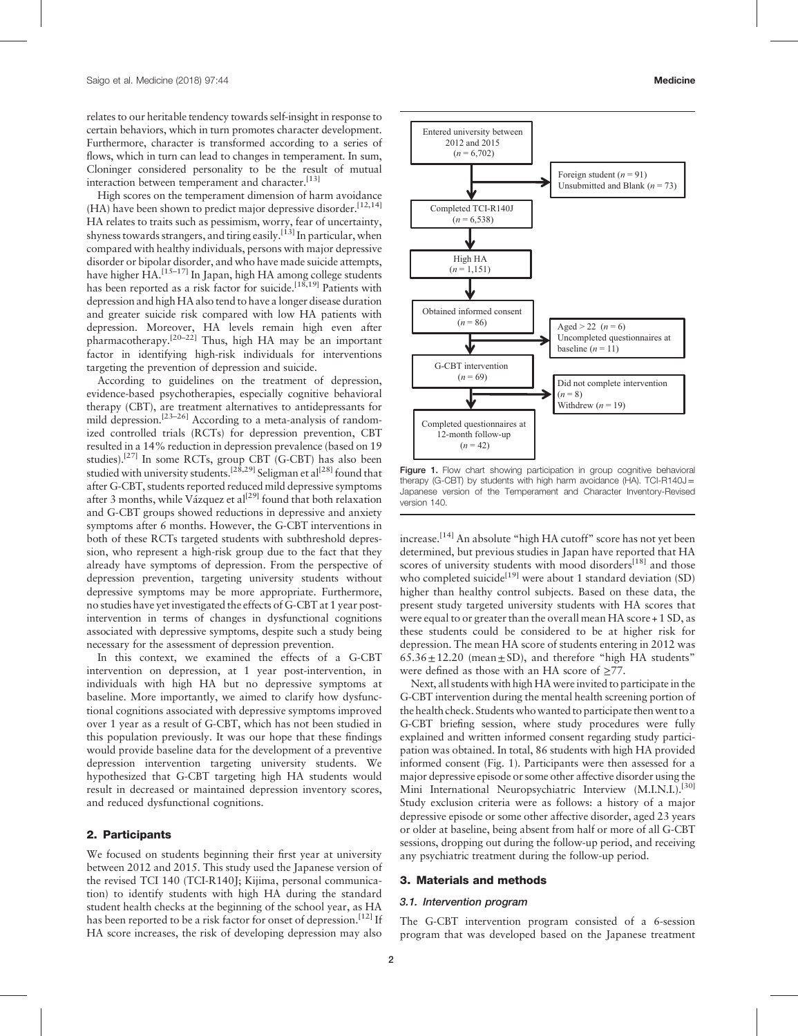relates to our heritable tendency towards self-insight in response to certain behaviors, which in turn promotes character development. Furthermore, character is transformed according to a series of flows, which in turn can lead to changes in temperament. In sum, Cloninger considered personality to be the result of mutual interaction between temperament and character.[13]

High scores on the temperament dimension of harm avoidance (HA) have been shown to predict major depressive disorder.[12,14] HA relates to traits such as pessimism, worry, fear of uncertainty, shyness towards strangers, and tiring easily.[13] In particular, when compared with healthy individuals, persons with major depressive disorder or bipolar disorder, and who have made suicide attempts, have higher HA.[15–17] In Japan, high HA among college students has been reported as a risk factor for suicide.[18,19] Patients with depression and high HA also tend to have a longer disease duration and greater suicide risk compared with low HA patients with depression. Moreover, HA levels remain high even after pharmacotherapy.[20–22] Thus, high HA may be an important factor in identifying high-risk individuals for interventions targeting the prevention of depression and suicide.

According to guidelines on the treatment of depression, evidence-based psychotherapies, especially cognitive behavioral therapy (CBT), are treatment alternatives to antidepressants for mild depression.[23–26] According to a meta-analysis of randomized controlled trials (RCTs) for depression prevention, CBT resulted in a 14% reduction in depression prevalence (based on 19 studies).[27] In some RCTs, group CBT (G-CBT) has also been studied with university students.[28,29] Seligman et al[28] found that after G-CBT, students reported reduced mild depressive symptoms after 3 months, while Vázquez et al[29] found that both relaxation and G-CBT groups showed reductions in depressive and anxiety symptoms after 6 months. However, the G-CBT interventions in both of these RCTs targeted students with subthreshold depression, who represent a high-risk group due to the fact that they already have symptoms of depression. From the perspective of depression prevention, targeting university students without depressive symptoms may be more appropriate. Furthermore, no studies have yet investigated the effects of G-CBT at 1 year post-intervention in terms of changes in dysfunctional cognitions associated with depressive symptoms, despite such a study being necessary for the assessment of depression prevention.

In this context, we examined the effects of a G-CBT intervention on depression, at 1 year post-intervention, in individuals with high HA but no depressive symptoms at baseline. More importantly, we aimed to clarify how dysfunctional cognitions associated with depressive symptoms improved over 1 year as a result of G-CBT, which has not been studied in this population previously. It was our hope that these findings would provide baseline data for the development of a preventive depression intervention targeting university students. We hypothesized that G-CBT targeting high HA students would result in decreased or maintained depression inventory scores, and reduced dysfunctional cognitions.

## 2. Participants

We focused on students beginning their first year at university between 2012 and 2015. This study used the Japanese version of the revised TCI 140 (TCI-R140J; Kijima, personal communication) to identify students with high HA during the standard student health checks at the beginning of the school year, as HA has been reported to be a risk factor for onset of depression.[12] If HA score increases, the risk of developing depression may also increase.[14] An absolute "high HA cutoff" score has not yet been determined, but previous studies in Japan have reported that HA scores of university students with mood disorders[18] and those who completed suicide[19] were about 1 standard deviation (SD) higher than healthy control subjects. Based on these data, the present study targeted university students with HA scores that were equal to or greater than the overall mean HA score + 1 SD, as these students could be considered to be at higher risk for depression. The mean HA score of students entering in 2012 was $65.36 \pm 12.20$ (mean ± SD), and therefore "high HA students" were defined as those with an HA score of ≥77.

Next, all students with high HA were invited to participate in the G-CBT intervention during the mental health screening portion of the health check. Students who wanted to participate then went to a G-CBT briefing session, where study procedures were fully explained and written informed consent regarding study participation was obtained. In total, 86 students with high HA provided informed consent (Fig. 1). Participants were then assessed for a major depressive episode or some other affective disorder using the Mini International Neuropsychiatric Interview (M.I.N.I.).[30] Study exclusion criteria were as follows: a history of a major depressive episode or some other affective disorder, aged 23 years or older at baseline, being absent from half or more of all G-CBT sessions, dropping out during the follow-up period, and receiving any psychiatric treatment during the follow-up period.

Entered university between 2012 and 2015 ($n$ = 6,702) → Foreign student ($n$ = 91), Unsubmitted and Blank ($n$ = 73) → Completed TCI-R140J ($n$ = 6,538) → High HA ($n$ = 1,151) → Obtained informed consent ($n$ = 86) → Aged > 22 ($n$ = 6), Uncompleted questionnaires at baseline ($n$ = 11) → G-CBT intervention ($n$ = 69) → Did not complete intervention ($n$ = 8), Withdrew ($n$ = 19) → Completed questionnaires at 12-month follow-up ($n$ = 42)

Figure 1. Flow chart showing participation in group cognitive behavioral therapy (G-CBT) by students with high harm avoidance (HA). TCI-R140J = Japanese version of the Temperament and Character Inventory-Revised version 140.

## 3. Materials and methods

### 3.1. Intervention program

The G-CBT intervention program consisted of a 6-session program that was developed based on the Japanese treatment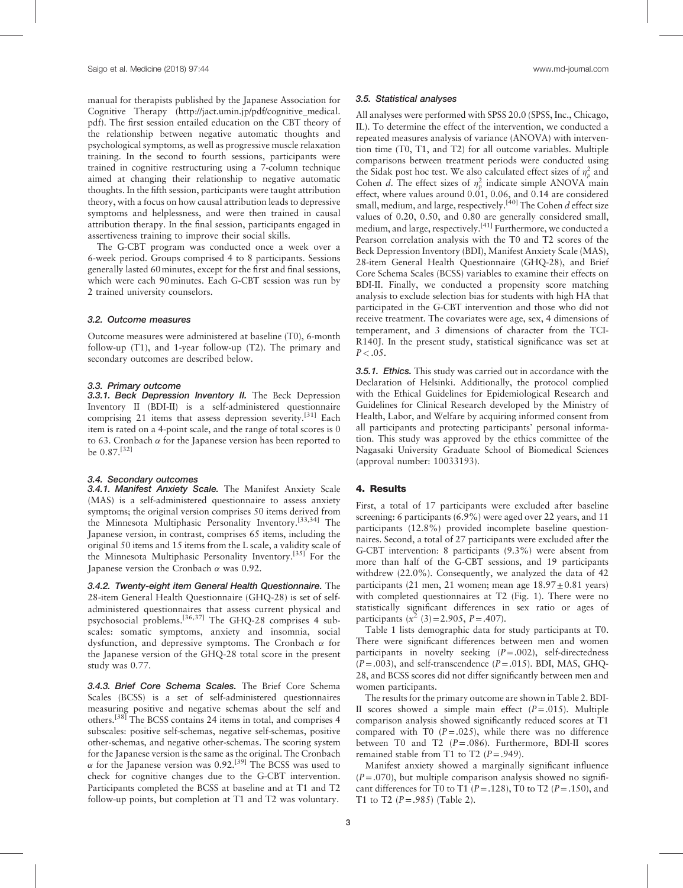manual for therapists published by the Japanese Association for Cognitive Therapy (http://jact.umin.jp/pdf/cognitive_medical.pdf). The first session entailed education on the CBT theory of the relationship between negative automatic thoughts and psychological symptoms, as well as progressive muscle relaxation training. In the second to fourth sessions, participants were trained in cognitive restructuring using a 7-column technique aimed at changing their relationship to negative automatic thoughts. In the fifth session, participants were taught attribution theory, with a focus on how causal attribution leads to depressive symptoms and helplessness, and were then trained in causal attribution therapy. In the final session, participants engaged in assertiveness training to improve their social skills.

The G-CBT program was conducted once a week over a 6-week period. Groups comprised 4 to 8 participants. Sessions generally lasted 60 minutes, except for the first and final sessions, which were each 90 minutes. Each G-CBT session was run by 2 trained university counselors.

### 3.2. Outcome measures

Outcome measures were administered at baseline (T0), 6-month follow-up (T1), and 1-year follow-up (T2). The primary and secondary outcomes are described below.

### 3.3. Primary outcome

#### 3.3.1. Beck Depression Inventory II.

The Beck Depression Inventory II (BDI-II) is a self-administered questionnaire comprising 21 items that assess depression severity.[31] Each item is rated on a 4-point scale, and the range of total scores is 0 to 63. Cronbach $\alpha$ for the Japanese version has been reported to be 0.87.[32]

### 3.4. Secondary outcomes

#### 3.4.1. Manifest Anxiety Scale.

The Manifest Anxiety Scale (MAS) is a self-administered questionnaire to assess anxiety symptoms; the original version comprises 50 items derived from the Minnesota Multiphasic Personality Inventory.[33,34] The Japanese version, in contrast, comprises 65 items, including the original 50 items and 15 items from the L scale, a validity scale of the Minnesota Multiphasic Personality Inventory.[35] For the Japanese version the Cronbach $\alpha$ was 0.92.

#### 3.4.2. Twenty-eight item General Health Questionnaire.

The 28-item General Health Questionnaire (GHQ-28) is set of self-administered questionnaires that assess current physical and psychosocial problems.[36,37] The GHQ-28 comprises 4 subscales: somatic symptoms, anxiety and insomnia, social dysfunction, and depressive symptoms. The Cronbach $\alpha$ for the Japanese version of the GHQ-28 total score in the present study was 0.77.

#### 3.4.3. Brief Core Schema Scales.

The Brief Core Schema Scales (BCSS) is a set of self-administered questionnaires measuring positive and negative schemas about the self and others.[38] The BCSS contains 24 items in total, and comprises 4 subscales: positive self-schemas, negative self-schemas, positive other-schemas, and negative other-schemas. The scoring system for the Japanese version is the same as the original. The Cronbach $\alpha$ for the Japanese version was 0.92.[39] The BCSS was used to check for cognitive changes due to the G-CBT intervention. Participants completed the BCSS at baseline and at T1 and T2 follow-up points, but completion at T1 and T2 was voluntary.

### 3.5. Statistical analyses

All analyses were performed with SPSS 20.0 (SPSS, Inc., Chicago, IL). To determine the effect of the intervention, we conducted a repeated measures analysis of variance (ANOVA) with intervention time (T0, T1, and T2) for all outcome variables. Multiple comparisons between treatment periods were conducted using the Sidak post hoc test. We also calculated effect sizes of $\eta_p^2$ and Cohen *d*. The effect sizes of $\eta_p^2$ indicate simple ANOVA main effect, where values around 0.01, 0.06, and 0.14 are considered small, medium, and large, respectively.[40] The Cohen *d* effect size values of 0.20, 0.50, and 0.80 are generally considered small, medium, and large, respectively.[41] Furthermore, we conducted a Pearson correlation analysis with the T0 and T2 scores of the Beck Depression Inventory (BDI), Manifest Anxiety Scale (MAS), 28-item General Health Questionnaire (GHQ-28), and Brief Core Schema Scales (BCSS) variables to examine their effects on BDI-II. Finally, we conducted a propensity score matching analysis to exclude selection bias for students with high HA that participated in the G-CBT intervention and those who did not receive treatment. The covariates were age, sex, 4 dimensions of temperament, and 3 dimensions of character from the TCI-R140J. In the present study, statistical significance was set at $P < .05$.

#### 3.5.1. Ethics.

This study was carried out in accordance with the Declaration of Helsinki. Additionally, the protocol complied with the Ethical Guidelines for Epidemiological Research and Guidelines for Clinical Research developed by the Ministry of Health, Labor, and Welfare by acquiring informed consent from all participants and protecting participants' personal information. This study was approved by the ethics committee of the Nagasaki University Graduate School of Biomedical Sciences (approval number: 10033193).

## 4. Results

First, a total of 17 participants were excluded after baseline screening: 6 participants (6.9%) were aged over 22 years, and 11 participants (12.8%) provided incomplete baseline questionnaires. Second, a total of 27 participants were excluded after the G-CBT intervention: 8 participants (9.3%) were absent from more than half of the G-CBT sessions, and 19 participants withdrew (22.0%). Consequently, we analyzed the data of 42 participants (21 men, 21 women; mean age $18.97 \pm 0.81$ years) with completed questionnaires at T2 (Fig. 1). There were no statistically significant differences in sex ratio or ages of participants ($x^2$ (3) = 2.905, $P = .407$).

Table 1 lists demographic data for study participants at T0. There were significant differences between men and women participants in novelty seeking ($P = .002$), self-directedness ($P = .003$), and self-transcendence ($P = .015$). BDI, MAS, GHQ-28, and BCSS scores did not differ significantly between men and women participants.

The results for the primary outcome are shown in Table 2. BDI-II scores showed a simple main effect ($P = .015$). Multiple comparison analysis showed significantly reduced scores at T1 compared with T0 ($P = .025$), while there was no difference between T0 and T2 ($P = .086$). Furthermore, BDI-II scores remained stable from T1 to T2 ($P = .949$).

Manifest anxiety showed a marginally significant influence ($P = .070$), but multiple comparison analysis showed no significant differences for T0 to T1 ($P = .128$), T0 to T2 ($P = .150$), and T1 to T2 ($P = .985$) (Table 2).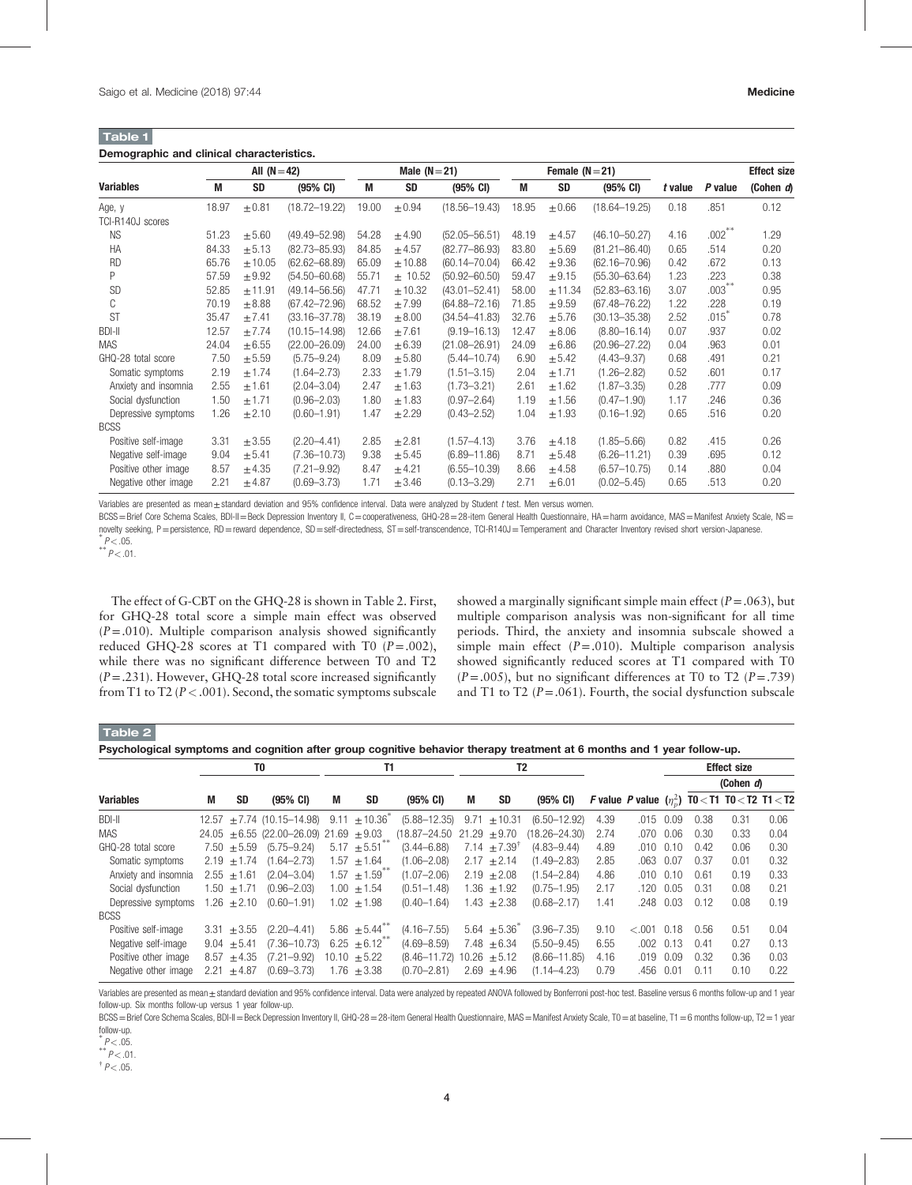**Table 1**

**Demographic and clinical characteristics.**

| Variables | All (N=42) | | | Male (N=21) | | | Female (N=21) | | | | | Effect size |
|---|---|---|---|---|---|---|---|---|---|---|---|---|
| | M | SD | (95% CI) | M | SD | (95% CI) | M | SD | (95% CI) | t value | P value | (Cohen d) |
| Age, y | 18.97 | ±0.81 | (18.72–19.22) | 19.00 | ±0.94 | (18.56–19.43) | 18.95 | ±0.66 | (18.64–19.25) | 0.18 | .851 | 0.12 |
| TCI-R140J scores | | | | | | | | | | | | |
| NS | 51.23 | ±5.60 | (49.49–52.98) | 54.28 | ±4.90 | (52.05–56.51) | 48.19 | ±4.57 | (46.10–50.27) | 4.16 | .002** | 1.29 |
| HA | 84.33 | ±5.13 | (82.73–85.93) | 84.85 | ±4.57 | (82.77–86.93) | 83.80 | ±5.69 | (81.21–86.40) | 0.65 | .514 | 0.20 |
| RD | 65.76 | ±10.05 | (62.62–68.89) | 65.09 | ±10.88 | (60.14–70.04) | 66.42 | ±9.36 | (62.16–70.96) | 0.42 | .672 | 0.13 |
| P | 57.59 | ±9.92 | (54.50–60.68) | 55.71 | ± 10.52 | (50.92–60.50) | 59.47 | ±9.15 | (55.30–63.64) | 1.23 | .223 | 0.38 |
| SD | 52.85 | ±11.91 | (49.14–56.56) | 47.71 | ±10.32 | (43.01–52.41) | 58.00 | ±11.34 | (52.83–63.16) | 3.07 | .003** | 0.95 |
| C | 70.19 | ±8.88 | (67.42–72.96) | 68.52 | ±7.99 | (64.88–72.16) | 71.85 | ±9.59 | (67.48–76.22) | 1.22 | .228 | 0.19 |
| ST | 35.47 | ±7.41 | (33.16–37.78) | 38.19 | ±8.00 | (34.54–41.83) | 32.76 | ±5.76 | (30.13–35.38) | 2.52 | .015* | 0.78 |
| BDI-II | 12.57 | ±7.74 | (10.15–14.98) | 12.66 | ±7.61 | (9.19–16.13) | 12.47 | ±8.06 | (8.80–16.14) | 0.07 | .937 | 0.02 |
| MAS | 24.04 | ±6.55 | (22.00–26.09) | 24.00 | ±6.39 | (21.08–26.91) | 24.09 | ±6.86 | (20.96–27.22) | 0.04 | .963 | 0.01 |
| GHQ-28 total score | 7.50 | ±5.59 | (5.75–9.24) | 8.09 | ±5.80 | (5.44–10.74) | 6.90 | ±5.42 | (4.43–9.37) | 0.68 | .491 | 0.21 |
| Somatic symptoms | 2.19 | ±1.74 | (1.64–2.73) | 2.33 | ±1.79 | (1.51–3.15) | 2.04 | ±1.71 | (1.26–2.82) | 0.52 | .601 | 0.17 |
| Anxiety and insomnia | 2.55 | ±1.61 | (2.04–3.04) | 2.47 | ±1.63 | (1.73–3.21) | 2.61 | ±1.62 | (1.87–3.35) | 0.28 | .777 | 0.09 |
| Social dysfunction | 1.50 | ±1.71 | (0.96–2.03) | 1.80 | ±1.83 | (0.97–2.64) | 1.19 | ±1.56 | (0.47–1.90) | 1.17 | .246 | 0.36 |
| Depressive symptoms | 1.26 | ±2.10 | (0.60–1.91) | 1.47 | ±2.29 | (0.43–2.52) | 1.04 | ±1.93 | (0.16–1.92) | 0.65 | .516 | 0.20 |
| BCSS | | | | | | | | | | | | |
| Positive self-image | 3.31 | ±3.55 | (2.20–4.41) | 2.85 | ±2.81 | (1.57–4.13) | 3.76 | ±4.18 | (1.85–5.66) | 0.82 | .415 | 0.26 |
| Negative self-image | 9.04 | ±5.41 | (7.36–10.73) | 9.38 | ±5.45 | (6.89–11.86) | 8.71 | ±5.48 | (6.26–11.21) | 0.39 | .695 | 0.12 |
| Positive other image | 8.57 | ±4.35 | (7.21–9.92) | 8.47 | ±4.21 | (6.55–10.39) | 8.66 | ±4.58 | (6.57–10.75) | 0.14 | .880 | 0.04 |
| Negative other image | 2.21 | ±4.87 | (0.69–3.73) | 1.71 | ±3.46 | (0.13–3.29) | 2.71 | ±6.01 | (0.02–5.45) | 0.65 | .513 | 0.20 |

Variables are presented as mean±standard deviation and 95% confidence interval. Data were analyzed by Student t test. Men versus women.

BCSS=Brief Core Schema Scales, BDI-II=Beck Depression Inventory II, C=cooperativeness, GHQ-28=28-item General Health Questionnaire, HA=harm avoidance, MAS=Manifest Anxiety Scale, NS=novelty seeking, P=persistence, RD=reward dependence, SD=self-directedness, ST=self-transcendence, TCI-R140J=Temperament and Character Inventory revised short version-Japanese.

* $P<.05$.

** $P<.01$.

The effect of G-CBT on the GHQ-28 is shown in Table 2. First, for GHQ-28 total score a simple main effect was observed ($P=.010$). Multiple comparison analysis showed significantly reduced GHQ-28 scores at T1 compared with T0 ($P=.002$), while there was no significant difference between T0 and T2 ($P=.231$). However, GHQ-28 total score increased significantly from T1 to T2 ($P<.001$). Second, the somatic symptoms subscale showed a marginally significant simple main effect ($P=.063$), but multiple comparison analysis was non-significant for all time periods. Third, the anxiety and insomnia subscale showed a simple main effect ($P=.010$). Multiple comparison analysis showed significantly reduced scores at T1 compared with T0 ($P=.005$), but no significant differences at T0 to T2 ($P=.739$) and T1 to T2 ($P=.061$). Fourth, the social dysfunction subscale

**Table 2**

**Psychological symptoms and cognition after group cognitive behavior therapy treatment at 6 months and 1 year follow-up.**

| Variables | T0 | | | T1 | | | T2 | | | | | | Effect size | | |
|---|---|---|---|---|---|---|---|---|---|---|---|---|---|---|---|
| | | | | | | | | | | | | | (Cohen d) | | |
| | M | SD | (95% CI) | M | SD | (95% CI) | M | SD | (95% CI) | F value | P value | ($\eta_p^2$) | T0<T1 | T0<T2 | T1<T2 |
| BDI-II | 12.57 | ±7.74 | (10.15–14.98) | 9.11 | ±10.36* | (5.88–12.35) | 9.71 | ±10.31 | (6.50–12.92) | 4.39 | .015 | 0.09 | 0.38 | 0.31 | 0.06 |
| MAS | 24.05 | ±6.55 | (22.00–26.09) | 21.69 | ±9.03 | (18.87–24.50 | 21.29 | ±9.70 | (18.26–24.30) | 2.74 | .070 | 0.06 | 0.30 | 0.33 | 0.04 |
| GHQ-28 total score | 7.50 | ±5.59 | (5.75–9.24) | 5.17 | ±5.51** | (3.44–6.88) | 7.14 | ±7.39† | (4.83–9.44) | 4.89 | .010 | 0.10 | 0.42 | 0.06 | 0.30 |
| Somatic symptoms | 2.19 | ±1.74 | (1.64–2.73) | 1.57 | ±1.64 | (1.06–2.08) | 2.17 | ±2.14 | (1.49–2.83) | 2.85 | .063 | 0.07 | 0.37 | 0.01 | 0.32 |
| Anxiety and insomnia | 2.55 | ±1.61 | (2.04–3.04) | 1.57 | ±1.59** | (1.07–2.06) | 2.19 | ±2.08 | (1.54–2.84) | 4.86 | .010 | 0.10 | 0.61 | 0.19 | 0.33 |
| Social dysfunction | 1.50 | ±1.71 | (0.96–2.03) | 1.00 | ±1.54 | (0.51–1.48) | 1.36 | ±1.92 | (0.75–1.95) | 2.17 | .120 | 0.05 | 0.31 | 0.08 | 0.21 |
| Depressive symptoms | 1.26 | ±2.10 | (0.60–1.91) | 1.02 | ±1.98 | (0.40–1.64) | 1.43 | ±2.38 | (0.68–2.17) | 1.41 | .248 | 0.03 | 0.12 | 0.08 | 0.19 |
| BCSS | | | | | | | | | | | | | | | |
| Positive self-image | 3.31 | ±3.55 | (2.20–4.41) | 5.86 | ±5.44** | (4.16–7.55) | 5.64 | ±5.36* | (3.96–7.35) | 9.10 | <.001 | 0.18 | 0.56 | 0.51 | 0.04 |
| Negative self-image | 9.04 | ±5.41 | (7.36–10.73) | 6.25 | ±6.12** | (4.69–8.59) | 7.48 | ±6.34 | (5.50–9.45) | 6.55 | .002 | 0.13 | 0.41 | 0.27 | 0.13 |
| Positive other image | 8.57 | ±4.35 | (7.21–9.92) | 10.10 | ±5.22 | (8.46–11.72) | 10.26 | ±5.12 | (8.66–11.85) | 4.16 | .019 | 0.09 | 0.32 | 0.36 | 0.03 |
| Negative other image | 2.21 | ±4.87 | (0.69–3.73) | 1.76 | ±3.38 | (0.70–2.81) | 2.69 | ±4.96 | (1.14–4.23) | 0.79 | .456 | 0.01 | 0.11 | 0.10 | 0.22 |

Variables are presented as mean±standard deviation and 95% confidence interval. Data were analyzed by repeated ANOVA followed by Bonferroni post-hoc test. Baseline versus 6 months follow-up and 1 year follow-up. Six months follow-up versus 1 year follow-up.

BCSS=Brief Core Schema Scales, BDI-II=Beck Depression Inventory II, GHQ-28=28-item General Health Questionnaire, MAS=Manifest Anxiety Scale, T0=at baseline, T1=6 months follow-up, T2=1 year follow-up.

* $P<.05$.

** $P<.01$.

† $P<.05$.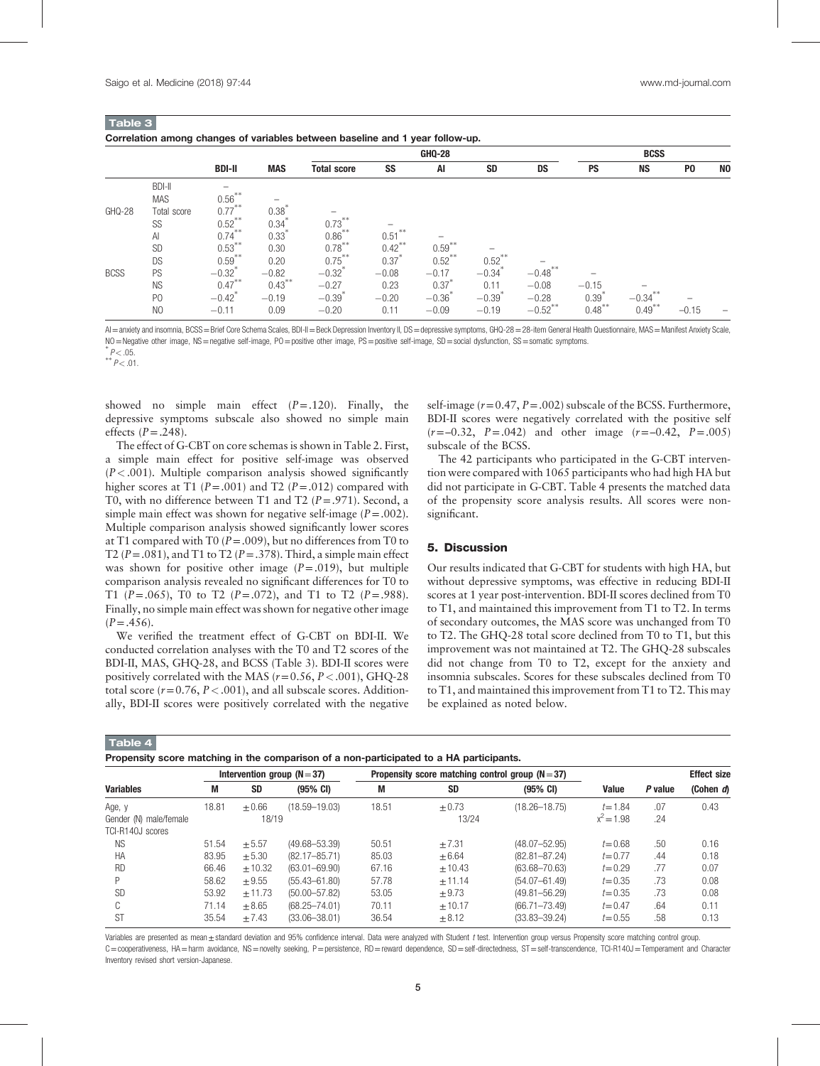**Table 3**

**Correlation among changes of variables between baseline and 1 year follow-up.**

| | | BDI-II | MAS | GHQ-28 | | | | | BCSS | | | |
|---|---|---|---|---|---|---|---|---|---|---|---|---|
| | | | | Total score | SS | AI | SD | DS | PS | NS | PO | NO |
| | BDI-II | – | | | | | | | | | | |
| | MAS | 0.56** | – | | | | | | | | | |
| GHQ-28 | Total score | 0.77** | 0.38* | – | | | | | | | | |
| | SS | 0.52** | 0.34* | 0.73** | – | | | | | | | |
| | AI | 0.74** | 0.33* | 0.86** | 0.51** | – | | | | | | |
| | SD | 0.53** | 0.30 | 0.78** | 0.42** | 0.59** | – | | | | | |
| | DS | 0.59** | 0.20 | 0.75** | 0.37* | 0.52** | 0.52** | – | | | | |
| BCSS | PS | −0.32* | −0.82 | −0.32* | −0.08 | −0.17 | −0.34* | −0.48** | – | | | |
| | NS | 0.47** | 0.43** | −0.27 | 0.23 | 0.37* | 0.11 | −0.08 | −0.15 | – | | |
| | PO | −0.42* | −0.19 | −0.39* | −0.20 | −0.36* | −0.39* | −0.28 | 0.39* | −0.34** | – | |
| | NO | −0.11 | 0.09 | −0.20 | 0.11 | −0.09 | −0.19 | −0.52** | 0.48** | 0.49** | −0.15 | – |

AI = anxiety and insomnia, BCSS = Brief Core Schema Scales, BDI-II = Beck Depression Inventory II, DS = depressive symptoms, GHQ-28 = 28-item General Health Questionnaire, MAS = Manifest Anxiety Scale, NO = Negative other image, NS = negative self-image, PO = positive other image, PS = positive self-image, SD = social dysfunction, SS = somatic symptoms.

* $P < .05$.

** $P < .01$.

showed no simple main effect ($P = .120$). Finally, the depressive symptoms subscale also showed no simple main effects ($P = .248$).

The effect of G-CBT on core schemas is shown in Table 2. First, a simple main effect for positive self-image was observed ($P < .001$). Multiple comparison analysis showed significantly higher scores at T1 ($P = .001$) and T2 ($P = .012$) compared with T0, with no difference between T1 and T2 ($P = .971$). Second, a simple main effect was shown for negative self-image ($P = .002$). Multiple comparison analysis showed significantly lower scores at T1 compared with T0 ($P = .009$), but no differences from T0 to T2 ($P = .081$), and T1 to T2 ($P = .378$). Third, a simple main effect was shown for positive other image ($P = .019$), but multiple comparison analysis revealed no significant differences for T0 to T1 ($P = .065$), T0 to T2 ($P = .072$), and T1 to T2 ($P = .988$). Finally, no simple main effect was shown for negative other image ($P = .456$).

We verified the treatment effect of G-CBT on BDI-II. We conducted correlation analyses with the T0 and T2 scores of the BDI-II, MAS, GHQ-28, and BCSS (Table 3). BDI-II scores were positively correlated with the MAS ($r = 0.56$, $P < .001$), GHQ-28 total score ($r = 0.76$, $P < .001$), and all subscale scores. Additionally, BDI-II scores were positively correlated with the negative self-image ($r = 0.47$, $P = .002$) subscale of the BCSS. Furthermore, BDI-II scores were negatively correlated with the positive self ($r = -0.32$, $P = .042$) and other image ($r = -0.42$, $P = .005$) subscale of the BCSS.

The 42 participants who participated in the G-CBT intervention were compared with 1065 participants who had high HA but did not participate in G-CBT. Table 4 presents the matched data of the propensity score analysis results. All scores were non-significant.

## 5. Discussion

Our results indicated that G-CBT for students with high HA, but without depressive symptoms, was effective in reducing BDI-II scores at 1 year post-intervention. BDI-II scores declined from T0 to T1, and maintained this improvement from T1 to T2. In terms of secondary outcomes, the MAS score was unchanged from T0 to T2. The GHQ-28 total score declined from T0 to T1, but this improvement was not maintained at T2. The GHQ-28 subscales did not change from T0 to T2, except for the anxiety and insomnia subscales. Scores for these subscales declined from T0 to T1, and maintained this improvement from T1 to T2. This may be explained as noted below.

**Table 4**

**Propensity score matching in the comparison of a non-participated to a HA participants.**

| Variables | Intervention group (N = 37) | | | Propensity score matching control group (N = 37) | | | | | Effect size |
|---|---|---|---|---|---|---|---|---|---|
| | M | SD | (95% CI) | M | SD | (95% CI) | Value | P value | (Cohen d) |
| Age, y | 18.81 | ±0.66 | (18.59–19.03) | 18.51 | ±0.73 | (18.26–18.75) | $t = 1.84$ | .07 | 0.43 |
| Gender (N) male/female | | 18/19 | | | 13/24 | | $x^2 = 1.98$ | .24 | |
| TCI-R140J scores | | | | | | | | | |
| NS | 51.54 | ±5.57 | (49.68–53.39) | 50.51 | ±7.31 | (48.07–52.95) | $t = 0.68$ | .50 | 0.16 |
| HA | 83.95 | ±5.30 | (82.17–85.71) | 85.03 | ±6.64 | (82.81–87.24) | $t = 0.77$ | .44 | 0.18 |
| RD | 66.46 | ±10.32 | (63.01–69.90) | 67.16 | ±10.43 | (63.68–70.63) | $t = 0.29$ | .77 | 0.07 |
| P | 58.62 | ±9.55 | (55.43–61.80) | 57.78 | ±11.14 | (54.07–61.49) | $t = 0.35$ | .73 | 0.08 |
| SD | 53.92 | ±11.73 | (50.00–57.82) | 53.05 | ±9.73 | (49.81–56.29) | $t = 0.35$ | .73 | 0.08 |
| C | 71.14 | ±8.65 | (68.25–74.01) | 70.11 | ±10.17 | (66.71–73.49) | $t = 0.47$ | .64 | 0.11 |
| ST | 35.54 | ±7.43 | (33.06–38.01) | 36.54 | ±8.12 | (33.83–39.24) | $t = 0.55$ | .58 | 0.13 |

Variables are presented as mean ± standard deviation and 95% confidence interval. Data were analyzed with Student t test. Intervention group versus Propensity score matching control group.
C = cooperativeness, HA = harm avoidance, NS = novelty seeking, P = persistence, RD = reward dependence, SD = self-directedness, ST = self-transcendence, TCI-R140J = Temperament and Character Inventory revised short version-Japanese.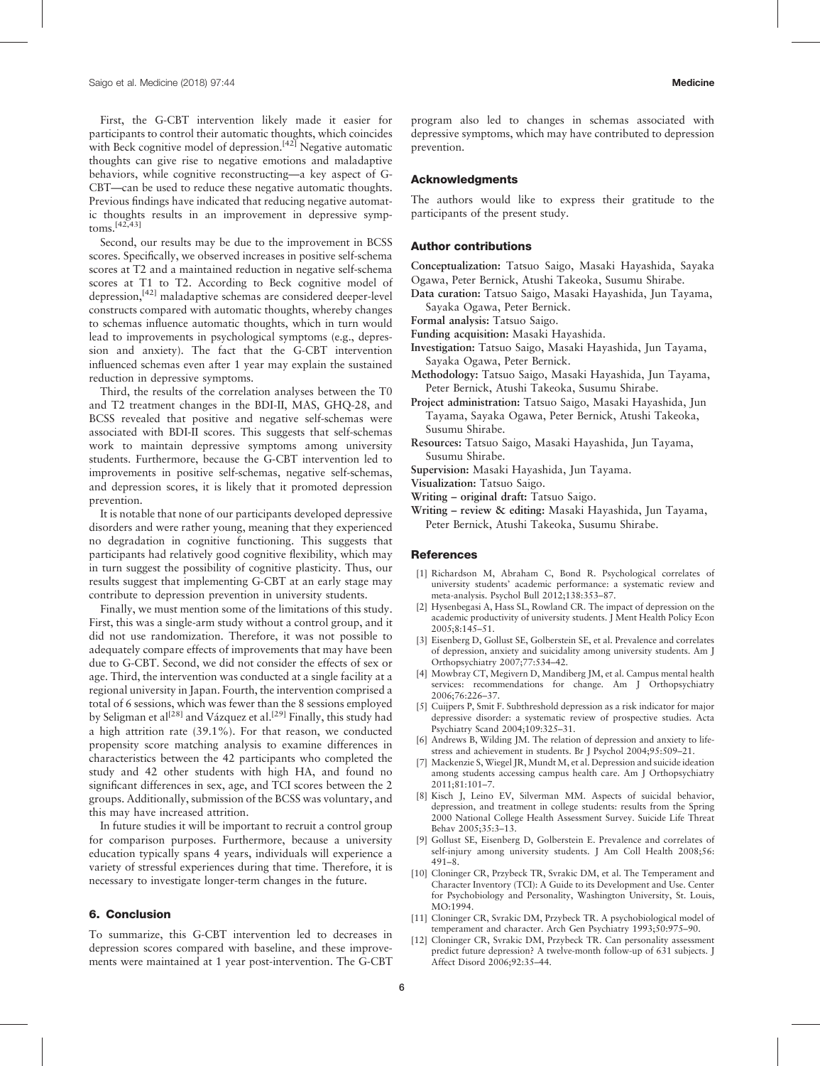First, the G-CBT intervention likely made it easier for participants to control their automatic thoughts, which coincides with Beck cognitive model of depression.[42] Negative automatic thoughts can give rise to negative emotions and maladaptive behaviors, while cognitive reconstructing—a key aspect of G-CBT—can be used to reduce these negative automatic thoughts. Previous findings have indicated that reducing negative automatic thoughts results in an improvement in depressive symptoms.[42,43]

Second, our results may be due to the improvement in BCSS scores. Specifically, we observed increases in positive self-schema scores at T2 and a maintained reduction in negative self-schema scores at T1 to T2. According to Beck cognitive model of depression,[42] maladaptive schemas are considered deeper-level constructs compared with automatic thoughts, whereby changes to schemas influence automatic thoughts, which in turn would lead to improvements in psychological symptoms (e.g., depression and anxiety). The fact that the G-CBT intervention influenced schemas even after 1 year may explain the sustained reduction in depressive symptoms.

Third, the results of the correlation analyses between the T0 and T2 treatment changes in the BDI-II, MAS, GHQ-28, and BCSS revealed that positive and negative self-schemas were associated with BDI-II scores. This suggests that self-schemas work to maintain depressive symptoms among university students. Furthermore, because the G-CBT intervention led to improvements in positive self-schemas, negative self-schemas, and depression scores, it is likely that it promoted depression prevention.

It is notable that none of our participants developed depressive disorders and were rather young, meaning that they experienced no degradation in cognitive functioning. This suggests that participants had relatively good cognitive flexibility, which may in turn suggest the possibility of cognitive plasticity. Thus, our results suggest that implementing G-CBT at an early stage may contribute to depression prevention in university students.

Finally, we must mention some of the limitations of this study. First, this was a single-arm study without a control group, and it did not use randomization. Therefore, it was not possible to adequately compare effects of improvements that may have been due to G-CBT. Second, we did not consider the effects of sex or age. Third, the intervention was conducted at a single facility at a regional university in Japan. Fourth, the intervention comprised a total of 6 sessions, which was fewer than the 8 sessions employed by Seligman et al[28] and Vázquez et al.[29] Finally, this study had a high attrition rate (39.1%). For that reason, we conducted propensity score matching analysis to examine differences in characteristics between the 42 participants who completed the study and 42 other students with high HA, and found no significant differences in sex, age, and TCI scores between the 2 groups. Additionally, submission of the BCSS was voluntary, and this may have increased attrition.

In future studies it will be important to recruit a control group for comparison purposes. Furthermore, because a university education typically spans 4 years, individuals will experience a variety of stressful experiences during that time. Therefore, it is necessary to investigate longer-term changes in the future.

## 6. Conclusion

To summarize, this G-CBT intervention led to decreases in depression scores compared with baseline, and these improvements were maintained at 1 year post-intervention. The G-CBT program also led to changes in schemas associated with depressive symptoms, which may have contributed to depression prevention.

## Acknowledgments

The authors would like to express their gratitude to the participants of the present study.

## Author contributions

**Conceptualization:** Tatsuo Saigo, Masaki Hayashida, Sayaka Ogawa, Peter Bernick, Atushi Takeoka, Susumu Shirabe.
**Data curation:** Tatsuo Saigo, Masaki Hayashida, Jun Tayama, Sayaka Ogawa, Peter Bernick.
**Formal analysis:** Tatsuo Saigo.
**Funding acquisition:** Masaki Hayashida.
**Investigation:** Tatsuo Saigo, Masaki Hayashida, Jun Tayama, Sayaka Ogawa, Peter Bernick.
**Methodology:** Tatsuo Saigo, Masaki Hayashida, Jun Tayama, Peter Bernick, Atushi Takeoka, Susumu Shirabe.
**Project administration:** Tatsuo Saigo, Masaki Hayashida, Jun Tayama, Sayaka Ogawa, Peter Bernick, Atushi Takeoka, Susumu Shirabe.
**Resources:** Tatsuo Saigo, Masaki Hayashida, Jun Tayama, Susumu Shirabe.
**Supervision:** Masaki Hayashida, Jun Tayama.
**Visualization:** Tatsuo Saigo.
**Writing – original draft:** Tatsuo Saigo.
**Writing – review & editing:** Masaki Hayashida, Jun Tayama, Peter Bernick, Atushi Takeoka, Susumu Shirabe.

## References

[1] Richardson M, Abraham C, Bond R. Psychological correlates of university students' academic performance: a systematic review and meta-analysis. Psychol Bull 2012;138:353–87.

[2] Hysenbegasi A, Hass SL, Rowland CR. The impact of depression on the academic productivity of university students. J Ment Health Policy Econ 2005;8:145–51.

[3] Eisenberg D, Gollust SE, Golberstein SE, et al. Prevalence and correlates of depression, anxiety and suicidality among university students. Am J Orthopsychiatry 2007;77:534–42.

[4] Mowbray CT, Megivern D, Mandiberg JM, et al. Campus mental health services: recommendations for change. Am J Orthopsychiatry 2006;76:226–37.

[5] Cuijpers P, Smit F. Subthreshold depression as a risk indicator for major depressive disorder: a systematic review of prospective studies. Acta Psychiatr Scand 2004;109:325–31.

[6] Andrews B, Wilding JM. The relation of depression and anxiety to life-stress and achievement in students. Br J Psychol 2004;95:509–21.

[7] Mackenzie S, Wiegel JR, Mundt M, et al. Depression and suicide ideation among students accessing campus health care. Am J Orthopsychiatry 2011;81:101–7.

[8] Kisch J, Leino EV, Silverman MM. Aspects of suicidal behavior, depression, and treatment in college students: results from the Spring 2000 National College Health Assessment Survey. Suicide Life Threat Behav 2005;35:3–13.

[9] Gollust SE, Eisenberg D, Golberstein E. Prevalence and correlates of self-injury among university students. J Am Coll Health 2008;56:491–8.

[10] Cloninger CR, Przybeck TR, Svrakic DM, et al. The Temperament and Character Inventory (TCI): A Guide to its Development and Use. Center for Psychobiology and Personality, Washington University, St. Louis, MO:1994.

[11] Cloninger CR, Svrakic DM, Przybeck TR. A psychobiological model of temperament and character. Arch Gen Psychiatry 1993;50:975–90.

[12] Cloninger CR, Svrakic DM, Przybeck TR. Can personality assessment predict future depression? A twelve-month follow-up of 631 subjects. J Affect Disord 2006;92:35–44.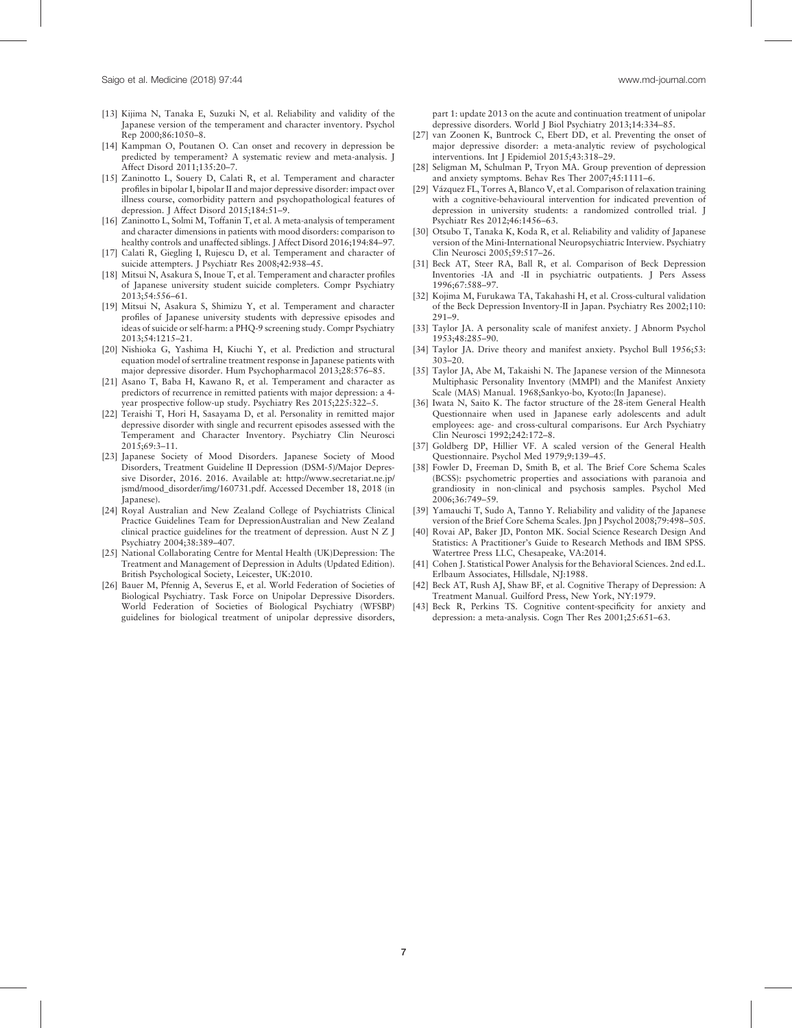[13] Kijima N, Tanaka E, Suzuki N, et al. Reliability and validity of the Japanese version of the temperament and character inventory. Psychol Rep 2000;86:1050–8.

[14] Kampman O, Poutanen O. Can onset and recovery in depression be predicted by temperament? A systematic review and meta-analysis. J Affect Disord 2011;135:20–7.

[15] Zaninotto L, Souery D, Calati R, et al. Temperament and character profiles in bipolar I, bipolar II and major depressive disorder: impact over illness course, comorbidity pattern and psychopathological features of depression. J Affect Disord 2015;184:51–9.

[16] Zaninotto L, Solmi M, Toffanin T, et al. A meta-analysis of temperament and character dimensions in patients with mood disorders: comparison to healthy controls and unaffected siblings. J Affect Disord 2016;194:84–97.

[17] Calati R, Giegling I, Rujescu D, et al. Temperament and character of suicide attempters. J Psychiatr Res 2008;42:938–45.

[18] Mitsui N, Asakura S, Inoue T, et al. Temperament and character profiles of Japanese university student suicide completers. Compr Psychiatry 2013;54:556–61.

[19] Mitsui N, Asakura S, Shimizu Y, et al. Temperament and character profiles of Japanese university students with depressive episodes and ideas of suicide or self-harm: a PHQ-9 screening study. Compr Psychiatry 2013;54:1215–21.

[20] Nishioka G, Yashima H, Kiuchi Y, et al. Prediction and structural equation model of sertraline treatment response in Japanese patients with major depressive disorder. Hum Psychopharmacol 2013;28:576–85.

[21] Asano T, Baba H, Kawano R, et al. Temperament and character as predictors of recurrence in remitted patients with major depression: a 4-year prospective follow-up study. Psychiatry Res 2015;225:322–5.

[22] Teraishi T, Hori H, Sasayama D, et al. Personality in remitted major depressive disorder with single and recurrent episodes assessed with the Temperament and Character Inventory. Psychiatry Clin Neurosci 2015;69:3–11.

[23] Japanese Society of Mood Disorders. Japanese Society of Mood Disorders, Treatment Guideline II Depression (DSM-5)/Major Depressive Disorder, 2016. 2016. Available at: http://www.secretariat.ne.jp/jsmd/mood_disorder/img/160731.pdf. Accessed December 18, 2018 (in Japanese).

[24] Royal Australian and New Zealand College of Psychiatrists Clinical Practice Guidelines Team for DepressionAustralian and New Zealand clinical practice guidelines for the treatment of depression. Aust N Z J Psychiatry 2004;38:389–407.

[25] National Collaborating Centre for Mental Health (UK)Depression: The Treatment and Management of Depression in Adults (Updated Edition). British Psychological Society, Leicester, UK:2010.

[26] Bauer M, Pfennig A, Severus E, et al. World Federation of Societies of Biological Psychiatry. Task Force on Unipolar Depressive Disorders. World Federation of Societies of Biological Psychiatry (WFSBP) guidelines for biological treatment of unipolar depressive disorders, part 1: update 2013 on the acute and continuation treatment of unipolar depressive disorders. World J Biol Psychiatry 2013;14:334–85.

[27] van Zoonen K, Buntrock C, Ebert DD, et al. Preventing the onset of major depressive disorder: a meta-analytic review of psychological interventions. Int J Epidemiol 2015;43:318–29.

[28] Seligman M, Schulman P, Tryon MA. Group prevention of depression and anxiety symptoms. Behav Res Ther 2007;45:1111–6.

[29] Vázquez FL, Torres A, Blanco V, et al. Comparison of relaxation training with a cognitive-behavioural intervention for indicated prevention of depression in university students: a randomized controlled trial. J Psychiatr Res 2012;46:1456–63.

[30] Otsubo T, Tanaka K, Koda R, et al. Reliability and validity of Japanese version of the Mini-International Neuropsychiatric Interview. Psychiatry Clin Neurosci 2005;59:517–26.

[31] Beck AT, Steer RA, Ball R, et al. Comparison of Beck Depression Inventories -IA and -II in psychiatric outpatients. J Pers Assess 1996;67:588–97.

[32] Kojima M, Furukawa TA, Takahashi H, et al. Cross-cultural validation of the Beck Depression Inventory-II in Japan. Psychiatry Res 2002;110: 291–9.

[33] Taylor JA. A personality scale of manifest anxiety. J Abnorm Psychol 1953;48:285–90.

[34] Taylor JA. Drive theory and manifest anxiety. Psychol Bull 1956;53: 303–20.

[35] Taylor JA, Abe M, Takaishi N. The Japanese version of the Minnesota Multiphasic Personality Inventory (MMPI) and the Manifest Anxiety Scale (MAS) Manual. 1968;Sankyo-bo, Kyoto:(In Japanese).

[36] Iwata N, Saito K. The factor structure of the 28-item General Health Questionnaire when used in Japanese early adolescents and adult employees: age- and cross-cultural comparisons. Eur Arch Psychiatry Clin Neurosci 1992;242:172–8.

[37] Goldberg DP, Hillier VF. A scaled version of the General Health Questionnaire. Psychol Med 1979;9:139–45.

[38] Fowler D, Freeman D, Smith B, et al. The Brief Core Schema Scales (BCSS): psychometric properties and associations with paranoia and grandiosity in non-clinical and psychosis samples. Psychol Med 2006;36:749–59.

[39] Yamauchi T, Sudo A, Tanno Y. Reliability and validity of the Japanese version of the Brief Core Schema Scales. Jpn J Psychol 2008;79:498–505.

[40] Rovai AP, Baker JD, Ponton MK. Social Science Research Design And Statistics: A Practitioner's Guide to Research Methods and IBM SPSS. Watertree Press LLC, Chesapeake, VA:2014.

[41] Cohen J. Statistical Power Analysis for the Behavioral Sciences. 2nd ed.L. Erlbaum Associates, Hillsdale, NJ:1988.

[42] Beck AT, Rush AJ, Shaw BF, et al. Cognitive Therapy of Depression: A Treatment Manual. Guilford Press, New York, NY:1979.

[43] Beck R, Perkins TS. Cognitive content-specificity for anxiety and depression: a meta-analysis. Cogn Ther Res 2001;25:651–63.